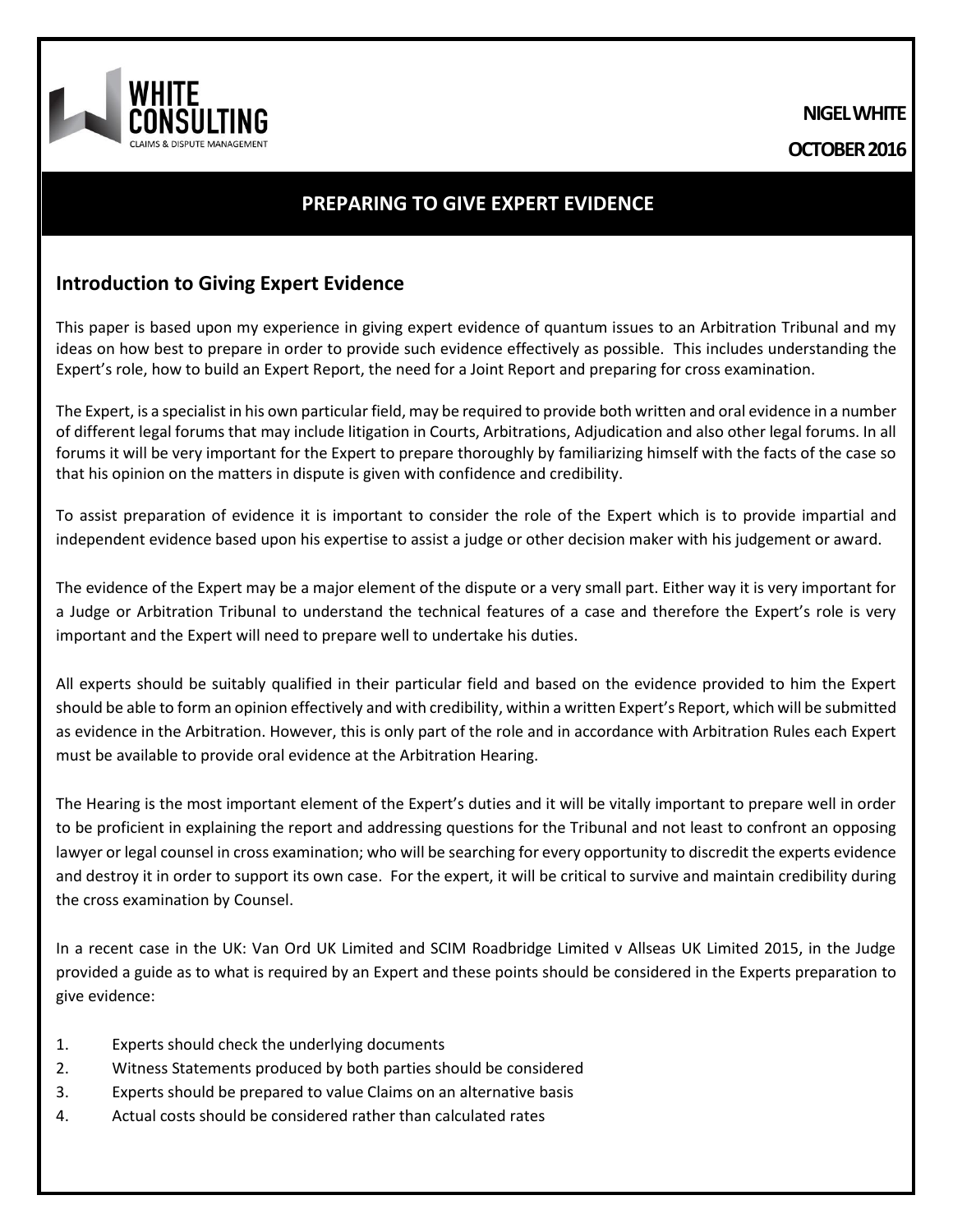WHITE CONSULTING
CLAIMS & DISPUTE MANAGEMENT

**NIGEL WHITE**

**OCTOBER 2016**

# PREPARING TO GIVE EXPERT EVIDENCE

## Introduction to Giving Expert Evidence

This paper is based upon my experience in giving expert evidence of quantum issues to an Arbitration Tribunal and my ideas on how best to prepare in order to provide such evidence effectively as possible. This includes understanding the Expert's role, how to build an Expert Report, the need for a Joint Report and preparing for cross examination.

The Expert, is a specialist in his own particular field, may be required to provide both written and oral evidence in a number of different legal forums that may include litigation in Courts, Arbitrations, Adjudication and also other legal forums. In all forums it will be very important for the Expert to prepare thoroughly by familiarizing himself with the facts of the case so that his opinion on the matters in dispute is given with confidence and credibility.

To assist preparation of evidence it is important to consider the role of the Expert which is to provide impartial and independent evidence based upon his expertise to assist a judge or other decision maker with his judgement or award.

The evidence of the Expert may be a major element of the dispute or a very small part. Either way it is very important for a Judge or Arbitration Tribunal to understand the technical features of a case and therefore the Expert's role is very important and the Expert will need to prepare well to undertake his duties.

All experts should be suitably qualified in their particular field and based on the evidence provided to him the Expert should be able to form an opinion effectively and with credibility, within a written Expert's Report, which will be submitted as evidence in the Arbitration. However, this is only part of the role and in accordance with Arbitration Rules each Expert must be available to provide oral evidence at the Arbitration Hearing.

The Hearing is the most important element of the Expert's duties and it will be vitally important to prepare well in order to be proficient in explaining the report and addressing questions for the Tribunal and not least to confront an opposing lawyer or legal counsel in cross examination; who will be searching for every opportunity to discredit the experts evidence and destroy it in order to support its own case. For the expert, it will be critical to survive and maintain credibility during the cross examination by Counsel.

In a recent case in the UK: Van Ord UK Limited and SCIM Roadbridge Limited v Allseas UK Limited 2015, in the Judge provided a guide as to what is required by an Expert and these points should be considered in the Experts preparation to give evidence:

1. Experts should check the underlying documents
2. Witness Statements produced by both parties should be considered
3. Experts should be prepared to value Claims on an alternative basis
4. Actual costs should be considered rather than calculated rates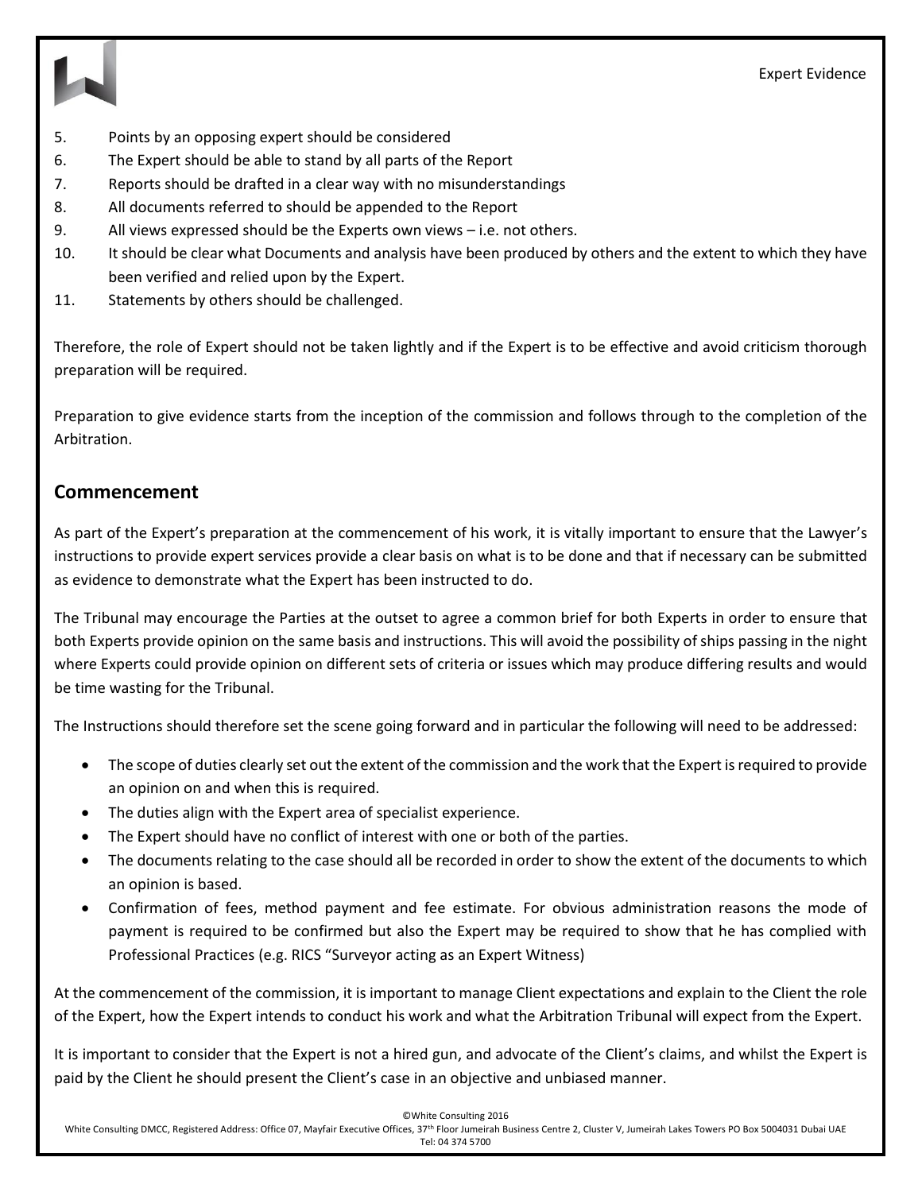5. Points by an opposing expert should be considered
6. The Expert should be able to stand by all parts of the Report
7. Reports should be drafted in a clear way with no misunderstandings
8. All documents referred to should be appended to the Report
9. All views expressed should be the Experts own views – i.e. not others.
10. It should be clear what Documents and analysis have been produced by others and the extent to which they have been verified and relied upon by the Expert.
11. Statements by others should be challenged.

Therefore, the role of Expert should not be taken lightly and if the Expert is to be effective and avoid criticism thorough preparation will be required.

Preparation to give evidence starts from the inception of the commission and follows through to the completion of the Arbitration.

## Commencement

As part of the Expert's preparation at the commencement of his work, it is vitally important to ensure that the Lawyer's instructions to provide expert services provide a clear basis on what is to be done and that if necessary can be submitted as evidence to demonstrate what the Expert has been instructed to do.

The Tribunal may encourage the Parties at the outset to agree a common brief for both Experts in order to ensure that both Experts provide opinion on the same basis and instructions. This will avoid the possibility of ships passing in the night where Experts could provide opinion on different sets of criteria or issues which may produce differing results and would be time wasting for the Tribunal.

The Instructions should therefore set the scene going forward and in particular the following will need to be addressed:

- The scope of duties clearly set out the extent of the commission and the work that the Expert is required to provide an opinion on and when this is required.
- The duties align with the Expert area of specialist experience.
- The Expert should have no conflict of interest with one or both of the parties.
- The documents relating to the case should all be recorded in order to show the extent of the documents to which an opinion is based.
- Confirmation of fees, method payment and fee estimate. For obvious administration reasons the mode of payment is required to be confirmed but also the Expert may be required to show that he has complied with Professional Practices (e.g. RICS "Surveyor acting as an Expert Witness)

At the commencement of the commission, it is important to manage Client expectations and explain to the Client the role of the Expert, how the Expert intends to conduct his work and what the Arbitration Tribunal will expect from the Expert.

It is important to consider that the Expert is not a hired gun, and advocate of the Client's claims, and whilst the Expert is paid by the Client he should present the Client's case in an objective and unbiased manner.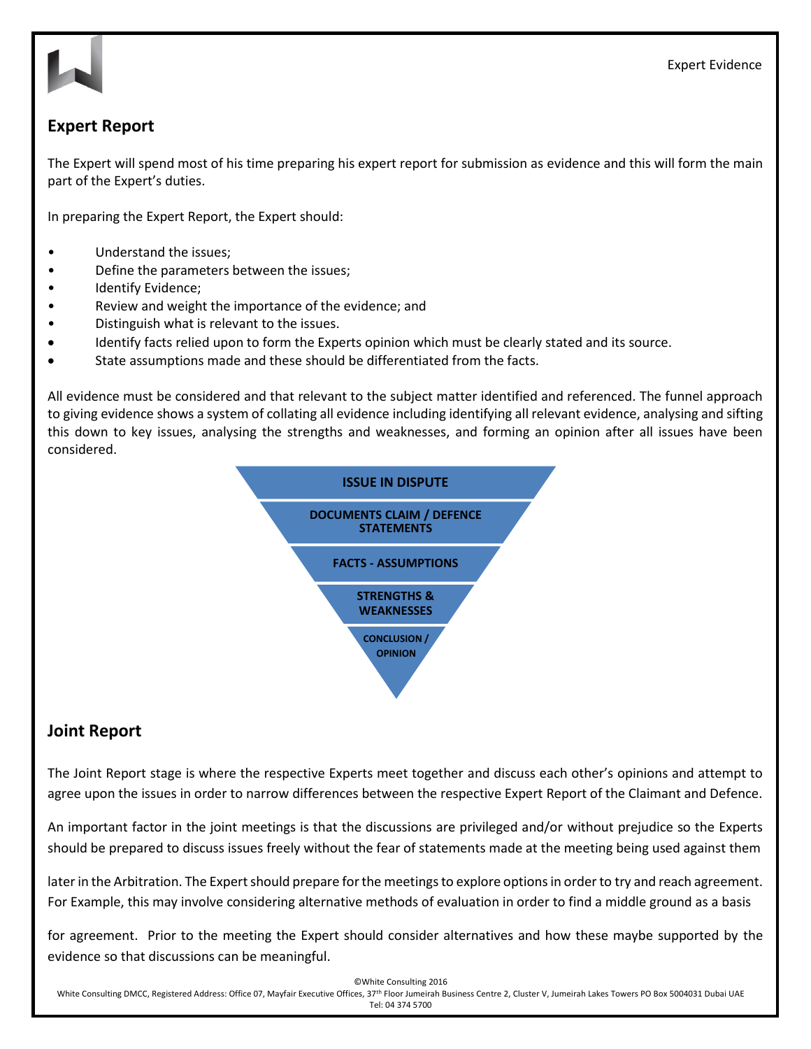## Expert Report

The Expert will spend most of his time preparing his expert report for submission as evidence and this will form the main part of the Expert's duties.

In preparing the Expert Report, the Expert should:

- Understand the issues;
- Define the parameters between the issues;
- Identify Evidence;
- Review and weight the importance of the evidence; and
- Distinguish what is relevant to the issues.
- Identify facts relied upon to form the Experts opinion which must be clearly stated and its source.
- State assumptions made and these should be differentiated from the facts.

All evidence must be considered and that relevant to the subject matter identified and referenced. The funnel approach to giving evidence shows a system of collating all evidence including identifying all relevant evidence, analysing and sifting this down to key issues, analysing the strengths and weaknesses, and forming an opinion after all issues have been considered.

**ISSUE IN DISPUTE**

**DOCUMENTS CLAIM / DEFENCE STATEMENTS**

**FACTS - ASSUMPTIONS**

**STRENGTHS & WEAKNESSES**

**CONCLUSION / OPINION**

## Joint Report

The Joint Report stage is where the respective Experts meet together and discuss each other's opinions and attempt to agree upon the issues in order to narrow differences between the respective Expert Report of the Claimant and Defence.

An important factor in the joint meetings is that the discussions are privileged and/or without prejudice so the Experts should be prepared to discuss issues freely without the fear of statements made at the meeting being used against them later in the Arbitration. The Expert should prepare for the meetings to explore options in order to try and reach agreement. For Example, this may involve considering alternative methods of evaluation in order to find a middle ground as a basis for agreement. Prior to the meeting the Expert should consider alternatives and how these maybe supported by the evidence so that discussions can be meaningful.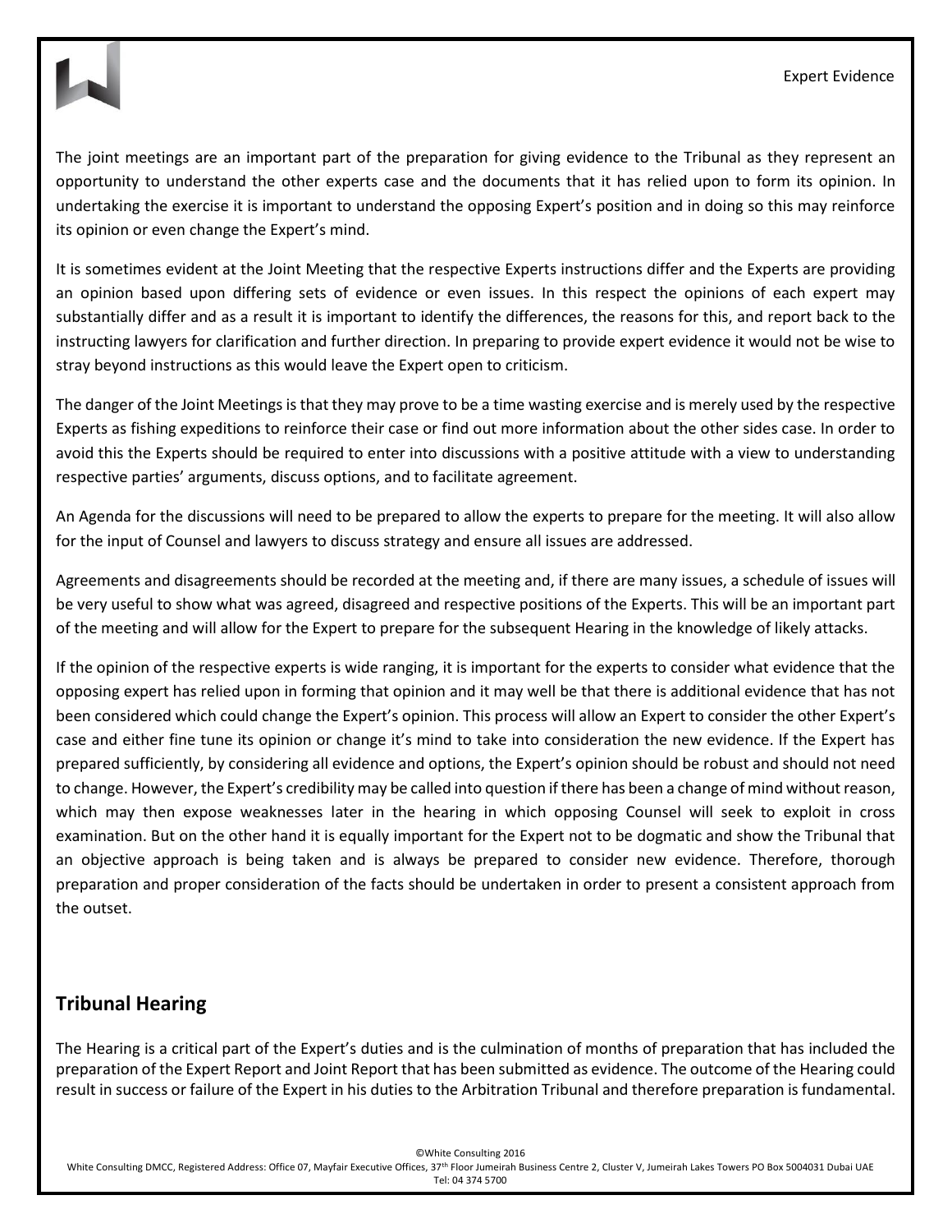The joint meetings are an important part of the preparation for giving evidence to the Tribunal as they represent an opportunity to understand the other experts case and the documents that it has relied upon to form its opinion. In undertaking the exercise it is important to understand the opposing Expert's position and in doing so this may reinforce its opinion or even change the Expert's mind.

It is sometimes evident at the Joint Meeting that the respective Experts instructions differ and the Experts are providing an opinion based upon differing sets of evidence or even issues. In this respect the opinions of each expert may substantially differ and as a result it is important to identify the differences, the reasons for this, and report back to the instructing lawyers for clarification and further direction. In preparing to provide expert evidence it would not be wise to stray beyond instructions as this would leave the Expert open to criticism.

The danger of the Joint Meetings is that they may prove to be a time wasting exercise and is merely used by the respective Experts as fishing expeditions to reinforce their case or find out more information about the other sides case. In order to avoid this the Experts should be required to enter into discussions with a positive attitude with a view to understanding respective parties' arguments, discuss options, and to facilitate agreement.

An Agenda for the discussions will need to be prepared to allow the experts to prepare for the meeting. It will also allow for the input of Counsel and lawyers to discuss strategy and ensure all issues are addressed.

Agreements and disagreements should be recorded at the meeting and, if there are many issues, a schedule of issues will be very useful to show what was agreed, disagreed and respective positions of the Experts. This will be an important part of the meeting and will allow for the Expert to prepare for the subsequent Hearing in the knowledge of likely attacks.

If the opinion of the respective experts is wide ranging, it is important for the experts to consider what evidence that the opposing expert has relied upon in forming that opinion and it may well be that there is additional evidence that has not been considered which could change the Expert's opinion. This process will allow an Expert to consider the other Expert's case and either fine tune its opinion or change it's mind to take into consideration the new evidence. If the Expert has prepared sufficiently, by considering all evidence and options, the Expert's opinion should be robust and should not need to change. However, the Expert's credibility may be called into question if there has been a change of mind without reason, which may then expose weaknesses later in the hearing in which opposing Counsel will seek to exploit in cross examination. But on the other hand it is equally important for the Expert not to be dogmatic and show the Tribunal that an objective approach is being taken and is always be prepared to consider new evidence. Therefore, thorough preparation and proper consideration of the facts should be undertaken in order to present a consistent approach from the outset.

## Tribunal Hearing

The Hearing is a critical part of the Expert's duties and is the culmination of months of preparation that has included the preparation of the Expert Report and Joint Report that has been submitted as evidence. The outcome of the Hearing could result in success or failure of the Expert in his duties to the Arbitration Tribunal and therefore preparation is fundamental.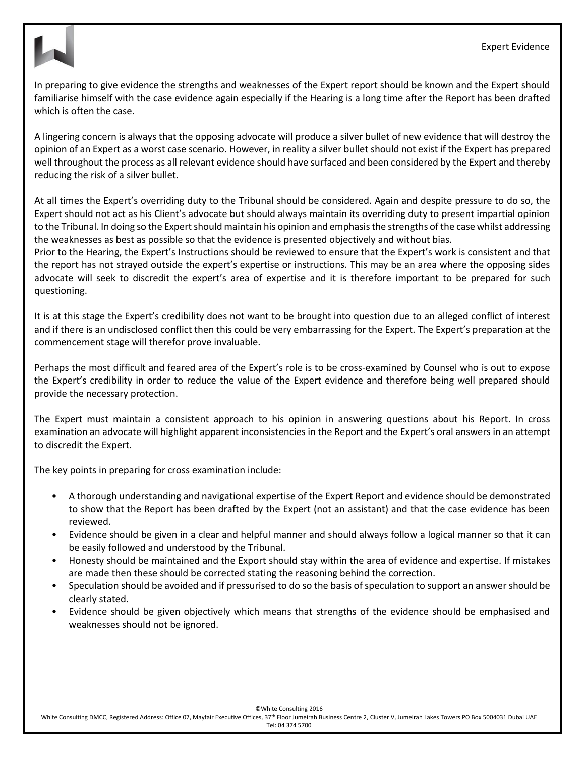In preparing to give evidence the strengths and weaknesses of the Expert report should be known and the Expert should familiarise himself with the case evidence again especially if the Hearing is a long time after the Report has been drafted which is often the case.

A lingering concern is always that the opposing advocate will produce a silver bullet of new evidence that will destroy the opinion of an Expert as a worst case scenario. However, in reality a silver bullet should not exist if the Expert has prepared well throughout the process as all relevant evidence should have surfaced and been considered by the Expert and thereby reducing the risk of a silver bullet.

At all times the Expert's overriding duty to the Tribunal should be considered. Again and despite pressure to do so, the Expert should not act as his Client's advocate but should always maintain its overriding duty to present impartial opinion to the Tribunal. In doing so the Expert should maintain his opinion and emphasis the strengths of the case whilst addressing the weaknesses as best as possible so that the evidence is presented objectively and without bias.

Prior to the Hearing, the Expert's Instructions should be reviewed to ensure that the Expert's work is consistent and that the report has not strayed outside the expert's expertise or instructions. This may be an area where the opposing sides advocate will seek to discredit the expert's area of expertise and it is therefore important to be prepared for such questioning.

It is at this stage the Expert's credibility does not want to be brought into question due to an alleged conflict of interest and if there is an undisclosed conflict then this could be very embarrassing for the Expert. The Expert's preparation at the commencement stage will therefor prove invaluable.

Perhaps the most difficult and feared area of the Expert's role is to be cross-examined by Counsel who is out to expose the Expert's credibility in order to reduce the value of the Expert evidence and therefore being well prepared should provide the necessary protection.

The Expert must maintain a consistent approach to his opinion in answering questions about his Report. In cross examination an advocate will highlight apparent inconsistencies in the Report and the Expert's oral answers in an attempt to discredit the Expert.

The key points in preparing for cross examination include:

- A thorough understanding and navigational expertise of the Expert Report and evidence should be demonstrated to show that the Report has been drafted by the Expert (not an assistant) and that the case evidence has been reviewed.
- Evidence should be given in a clear and helpful manner and should always follow a logical manner so that it can be easily followed and understood by the Tribunal.
- Honesty should be maintained and the Export should stay within the area of evidence and expertise. If mistakes are made then these should be corrected stating the reasoning behind the correction.
- Speculation should be avoided and if pressurised to do so the basis of speculation to support an answer should be clearly stated.
- Evidence should be given objectively which means that strengths of the evidence should be emphasised and weaknesses should not be ignored.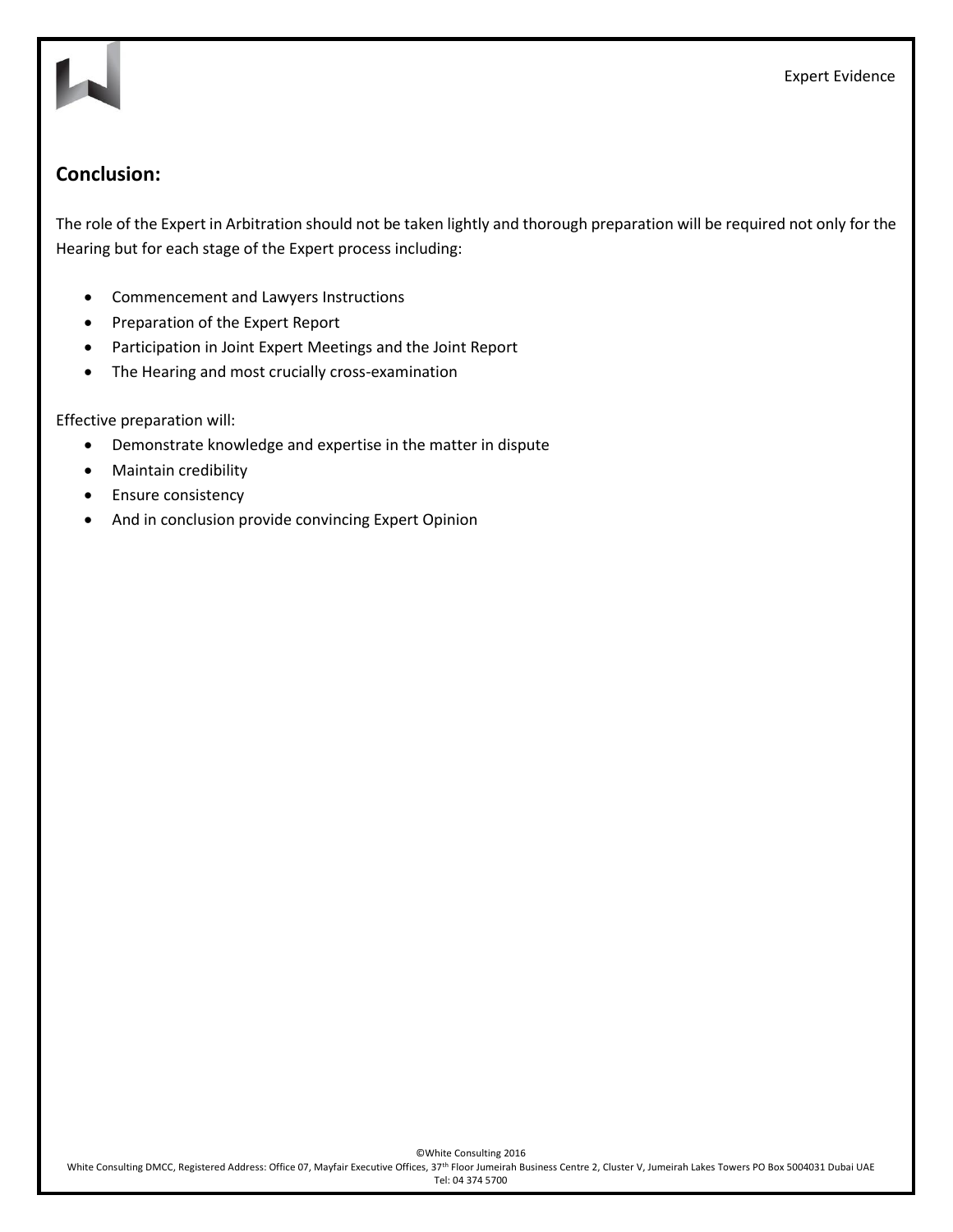## Conclusion:

The role of the Expert in Arbitration should not be taken lightly and thorough preparation will be required not only for the Hearing but for each stage of the Expert process including:

- Commencement and Lawyers Instructions
- Preparation of the Expert Report
- Participation in Joint Expert Meetings and the Joint Report
- The Hearing and most crucially cross-examination

Effective preparation will:

- Demonstrate knowledge and expertise in the matter in dispute
- Maintain credibility
- Ensure consistency
- And in conclusion provide convincing Expert Opinion